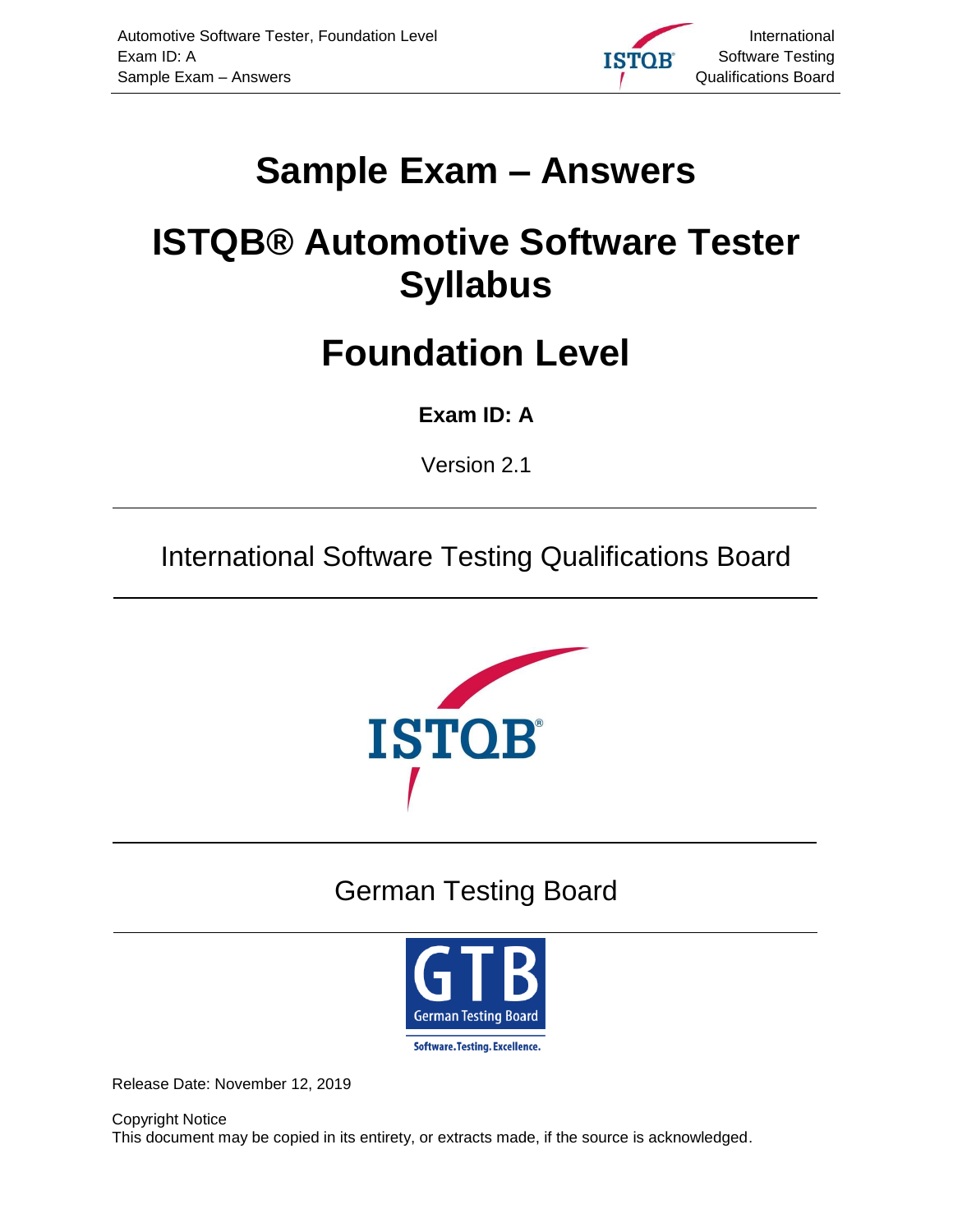# Sample Exam – Answers

# ISTQB® Automotive Software Tester Syllabus

# Foundation Level

**Exam ID: A**

Version 2.1

International Software Testing Qualifications Board

German Testing Board

Release Date: November 12, 2019

Copyright Notice
This document may be copied in its entirety, or extracts made, if the source is acknowledged.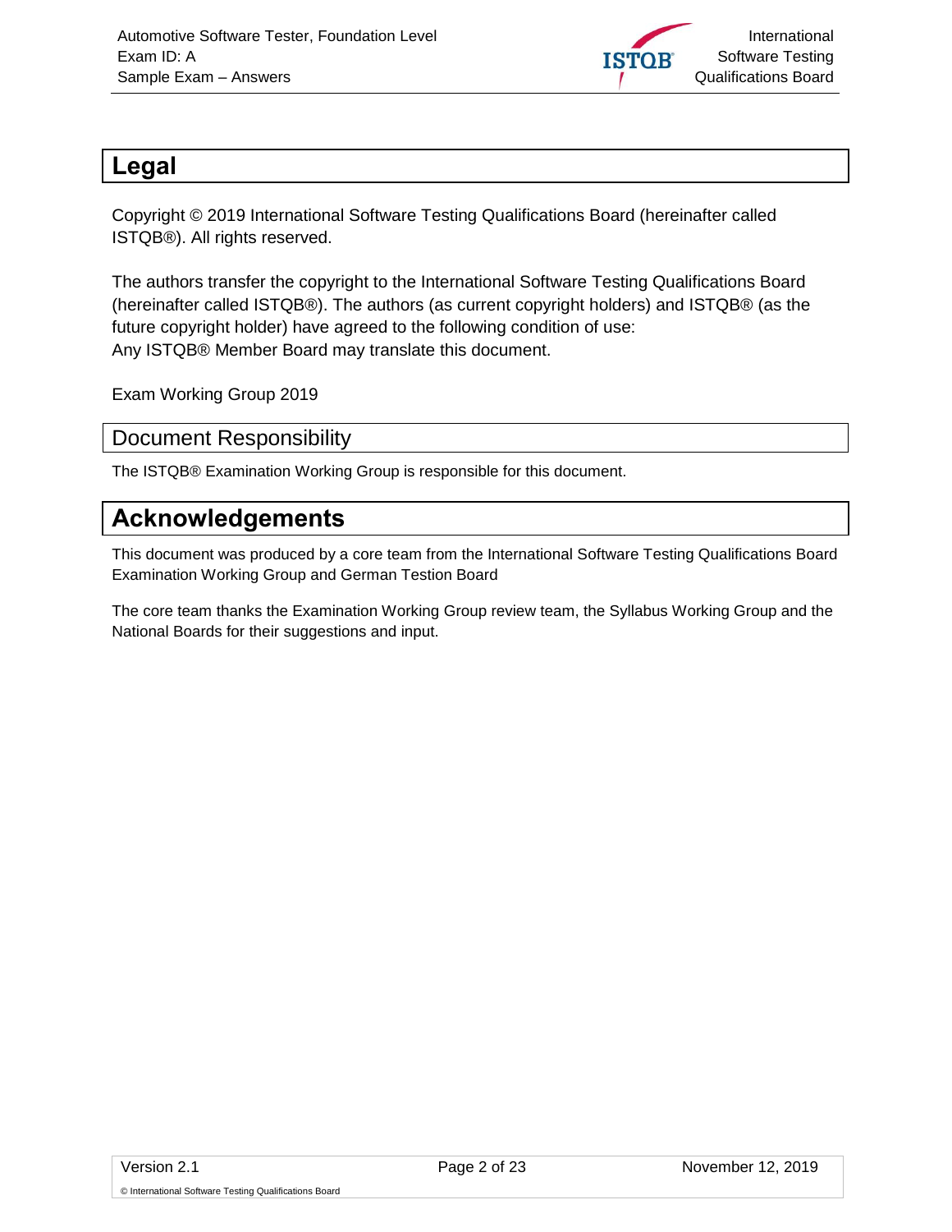# Legal

Copyright © 2019 International Software Testing Qualifications Board (hereinafter called ISTQB®). All rights reserved.

The authors transfer the copyright to the International Software Testing Qualifications Board (hereinafter called ISTQB®). The authors (as current copyright holders) and ISTQB® (as the future copyright holder) have agreed to the following condition of use:
Any ISTQB® Member Board may translate this document.

Exam Working Group 2019

## Document Responsibility

The ISTQB® Examination Working Group is responsible for this document.

# Acknowledgements

This document was produced by a core team from the International Software Testing Qualifications Board Examination Working Group and German Testion Board

The core team thanks the Examination Working Group review team, the Syllabus Working Group and the National Boards for their suggestions and input.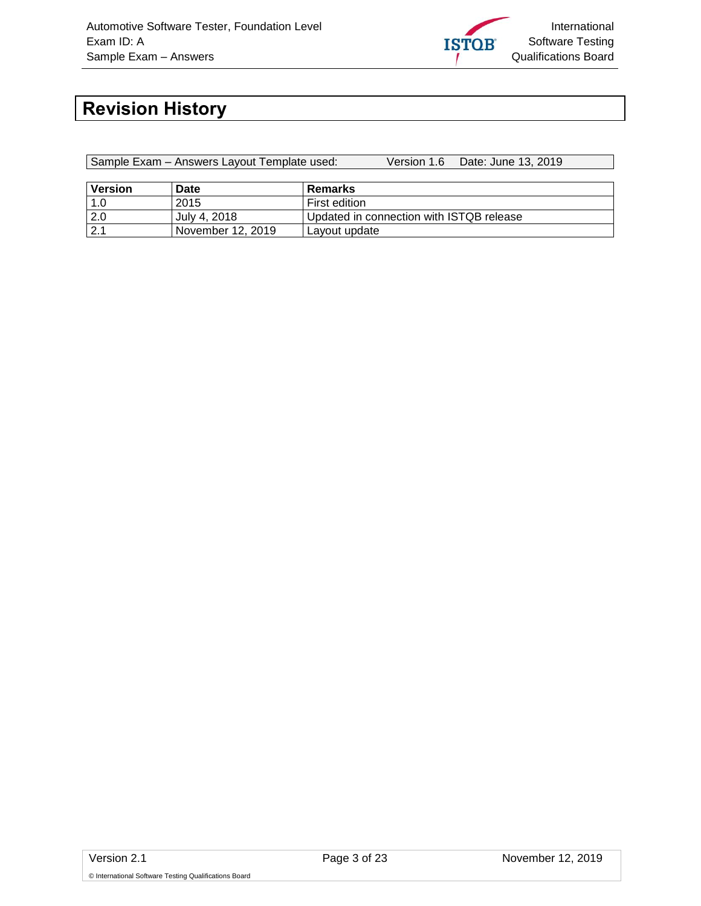# Revision History

| Sample Exam – Answers Layout Template used: | Version 1.6 | Date: June 13, 2019 |
|---|---|---|

| Version | Date | Remarks |
|---|---|---|
| 1.0 | 2015 | First edition |
| 2.0 | July 4, 2018 | Updated in connection with ISTQB release |
| 2.1 | November 12, 2019 | Layout update |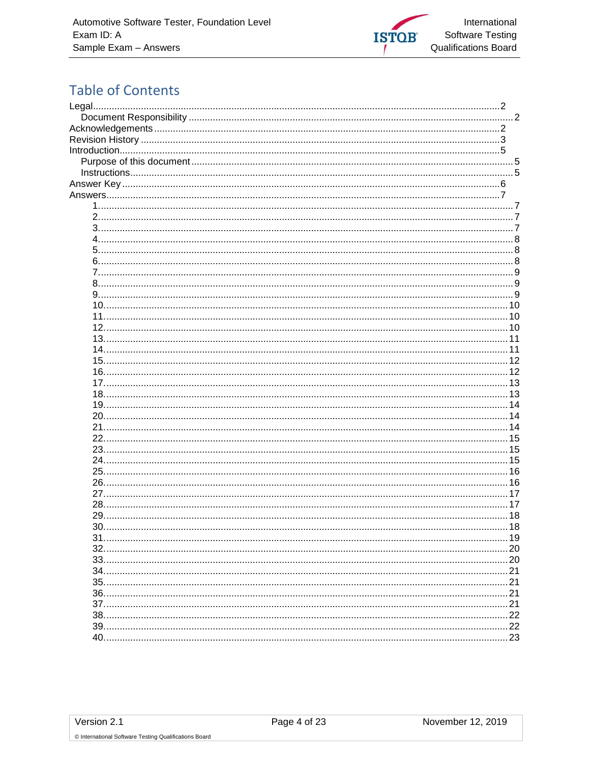# Table of Contents

Legal.....2
- Document Responsibility.....2

Acknowledgements.....2

Revision History.....3

Introduction.....5
- Purpose of this document.....5
- Instructions.....5

Answer Key.....6

Answers.....7
- 1.....7
- 2.....7
- 3.....7
- 4.....8
- 5.....8
- 6.....8
- 7.....9
- 8.....9
- 9.....9
- 10.....10
- 11.....10
- 12.....10
- 13.....11
- 14.....11
- 15.....12
- 16.....12
- 17.....13
- 18.....13
- 19.....14
- 20.....14
- 21.....14
- 22.....15
- 23.....15
- 24.....15
- 25.....16
- 26.....16
- 27.....17
- 28.....17
- 29.....18
- 30.....18
- 31.....19
- 32.....20
- 33.....20
- 34.....21
- 35.....21
- 36.....21
- 37.....21
- 38.....22
- 39.....22
- 40.....23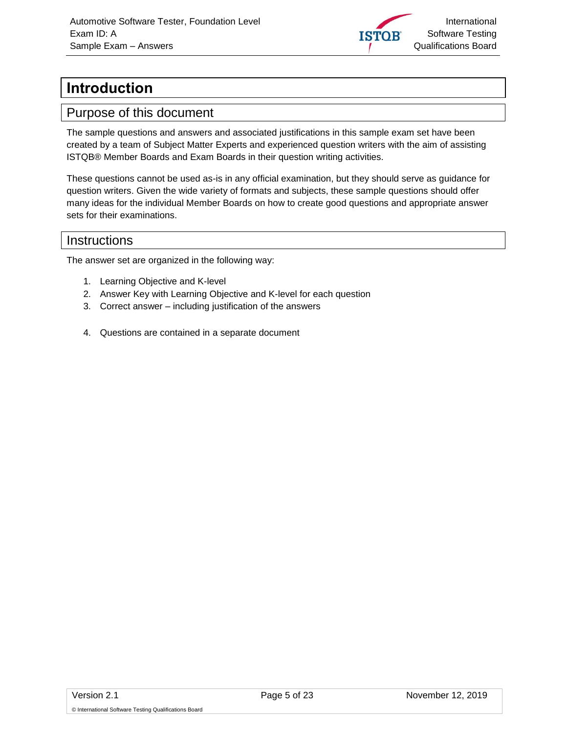# Introduction

## Purpose of this document

The sample questions and answers and associated justifications in this sample exam set have been created by a team of Subject Matter Experts and experienced question writers with the aim of assisting ISTQB® Member Boards and Exam Boards in their question writing activities.

These questions cannot be used as-is in any official examination, but they should serve as guidance for question writers. Given the wide variety of formats and subjects, these sample questions should offer many ideas for the individual Member Boards on how to create good questions and appropriate answer sets for their examinations.

## Instructions

The answer set are organized in the following way:

1. Learning Objective and K-level
2. Answer Key with Learning Objective and K-level for each question
3. Correct answer – including justification of the answers

4. Questions are contained in a separate document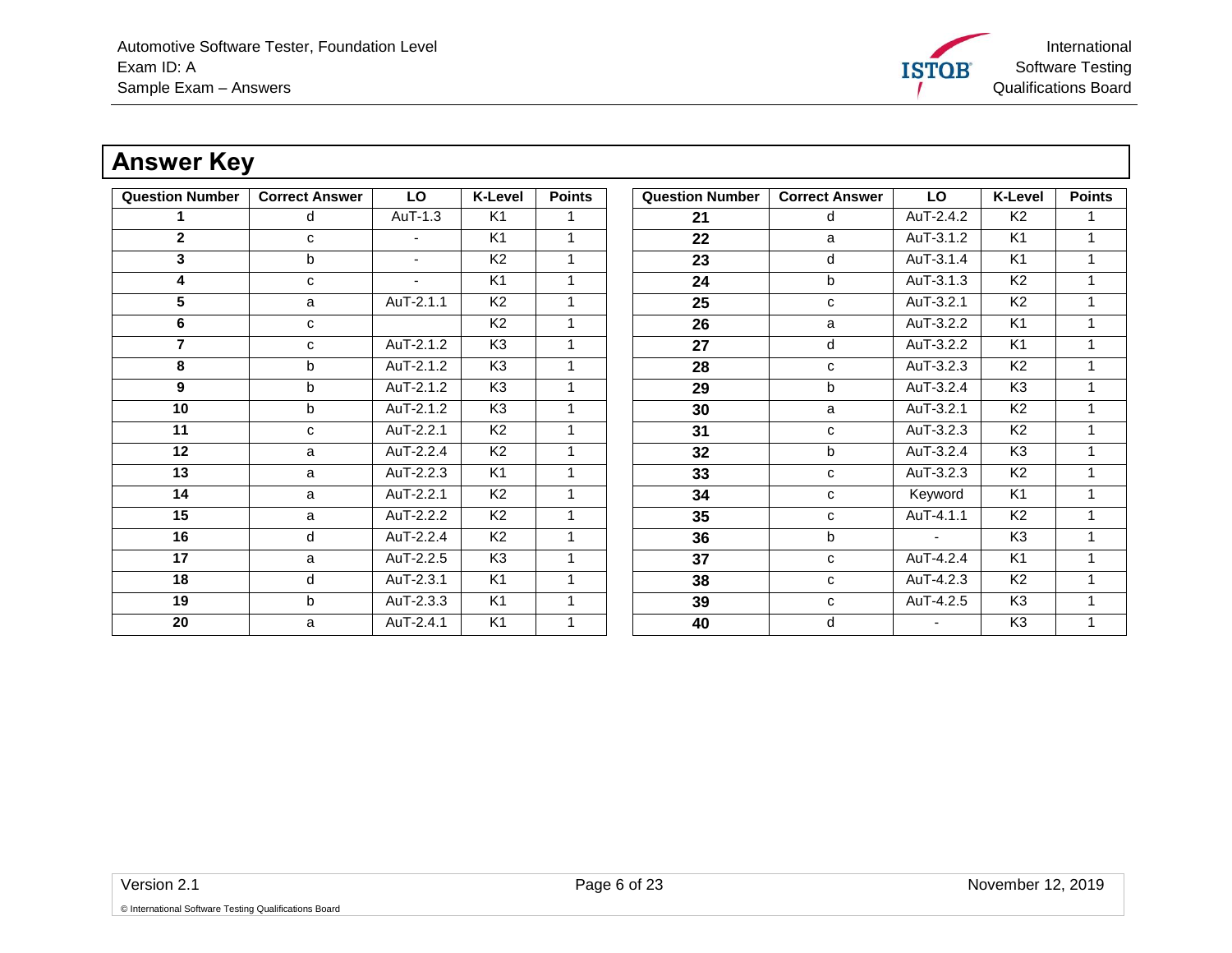# Answer Key

| Question Number | Correct Answer | LO | K-Level | Points |
|---|---|---|---|---|
| **1** | d | AuT-1.3 | K1 | 1 |
| **2** | c | - | K1 | 1 |
| **3** | b | - | K2 | 1 |
| **4** | c | - | K1 | 1 |
| **5** | a | AuT-2.1.1 | K2 | 1 |
| **6** | c | | K2 | 1 |
| **7** | c | AuT-2.1.2 | K3 | 1 |
| **8** | b | AuT-2.1.2 | K3 | 1 |
| **9** | b | AuT-2.1.2 | K3 | 1 |
| **10** | b | AuT-2.1.2 | K3 | 1 |
| **11** | c | AuT-2.2.1 | K2 | 1 |
| **12** | a | AuT-2.2.4 | K2 | 1 |
| **13** | a | AuT-2.2.3 | K1 | 1 |
| **14** | a | AuT-2.2.1 | K2 | 1 |
| **15** | a | AuT-2.2.2 | K2 | 1 |
| **16** | d | AuT-2.2.4 | K2 | 1 |
| **17** | a | AuT-2.2.5 | K3 | 1 |
| **18** | d | AuT-2.3.1 | K1 | 1 |
| **19** | b | AuT-2.3.3 | K1 | 1 |
| **20** | a | AuT-2.4.1 | K1 | 1 |
| **21** | d | AuT-2.4.2 | K2 | 1 |
| **22** | a | AuT-3.1.2 | K1 | 1 |
| **23** | d | AuT-3.1.4 | K1 | 1 |
| **24** | b | AuT-3.1.3 | K2 | 1 |
| **25** | c | AuT-3.2.1 | K2 | 1 |
| **26** | a | AuT-3.2.2 | K1 | 1 |
| **27** | d | AuT-3.2.2 | K1 | 1 |
| **28** | c | AuT-3.2.3 | K2 | 1 |
| **29** | b | AuT-3.2.4 | K3 | 1 |
| **30** | a | AuT-3.2.1 | K2 | 1 |
| **31** | c | AuT-3.2.3 | K2 | 1 |
| **32** | b | AuT-3.2.4 | K3 | 1 |
| **33** | c | AuT-3.2.3 | K2 | 1 |
| **34** | c | Keyword | K1 | 1 |
| **35** | c | AuT-4.1.1 | K2 | 1 |
| **36** | b | - | K3 | 1 |
| **37** | c | AuT-4.2.4 | K1 | 1 |
| **38** | c | AuT-4.2.3 | K2 | 1 |
| **39** | c | AuT-4.2.5 | K3 | 1 |
| **40** | d | - | K3 | 1 |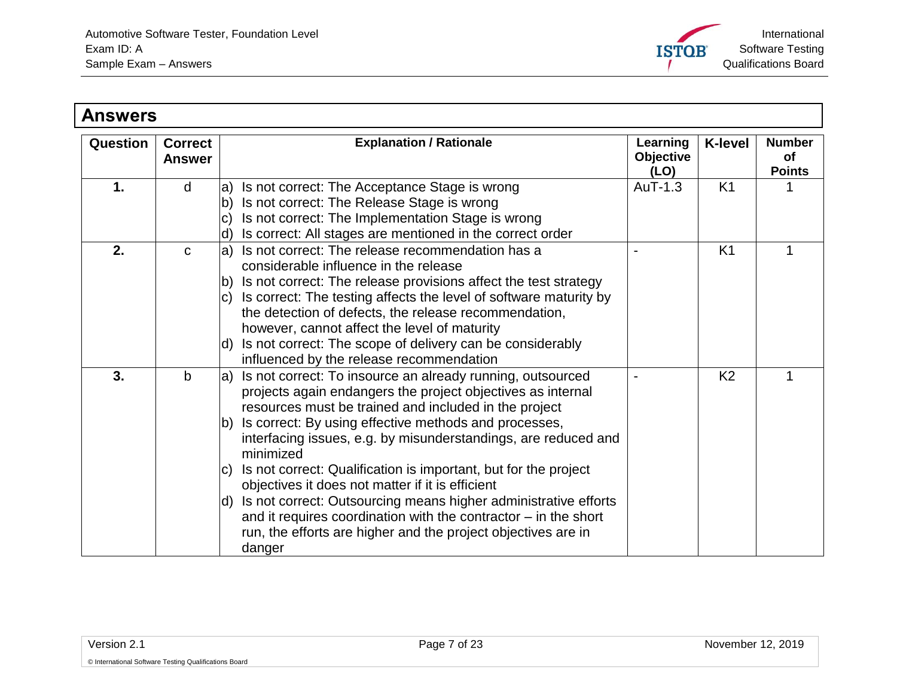# Answers

| Question | Correct Answer | Explanation / Rationale | Learning Objective (LO) | K-level | Number of Points |
|---|---|---|---|---|---|
| **1.** | d | a) Is not correct: The Acceptance Stage is wrong<br>b) Is not correct: The Release Stage is wrong<br>c) Is not correct: The Implementation Stage is wrong<br>d) Is correct: All stages are mentioned in the correct order | AuT-1.3 | K1 | 1 |
| **2.** | c | a) Is not correct: The release recommendation has a considerable influence in the release<br>b) Is not correct: The release provisions affect the test strategy<br>c) Is correct: The testing affects the level of software maturity by the detection of defects, the release recommendation, however, cannot affect the level of maturity<br>d) Is not correct: The scope of delivery can be considerably influenced by the release recommendation | - | K1 | 1 |
| **3.** | b | a) Is not correct: To insource an already running, outsourced projects again endangers the project objectives as internal resources must be trained and included in the project<br>b) Is correct: By using effective methods and processes, interfacing issues, e.g. by misunderstandings, are reduced and minimized<br>c) Is not correct: Qualification is important, but for the project objectives it does not matter if it is efficient<br>d) Is not correct: Outsourcing means higher administrative efforts and it requires coordination with the contractor – in the short run, the efforts are higher and the project objectives are in danger | - | K2 | 1 |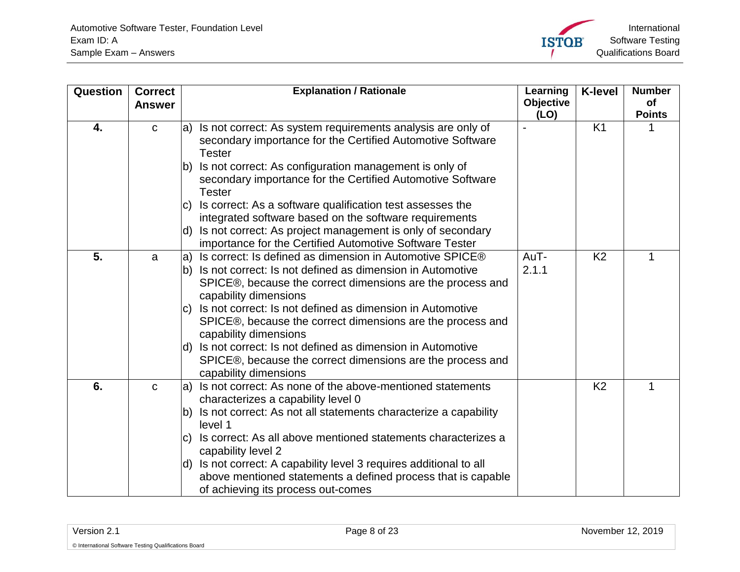| Question | Correct Answer | Explanation / Rationale | Learning Objective (LO) | K-level | Number of Points |
|---|---|---|---|---|---|
| **4.** | c | a) Is not correct: As system requirements analysis are only of secondary importance for the Certified Automotive Software Tester<br>b) Is not correct: As configuration management is only of secondary importance for the Certified Automotive Software Tester<br>c) Is correct: As a software qualification test assesses the integrated software based on the software requirements<br>d) Is not correct: As project management is only of secondary importance for the Certified Automotive Software Tester | - | K1 | 1 |
| **5.** | a | a) Is correct: Is defined as dimension in Automotive SPICE®<br>b) Is not correct: Is not defined as dimension in Automotive SPICE®, because the correct dimensions are the process and capability dimensions<br>c) Is not correct: Is not defined as dimension in Automotive SPICE®, because the correct dimensions are the process and capability dimensions<br>d) Is not correct: Is not defined as dimension in Automotive SPICE®, because the correct dimensions are the process and capability dimensions | AuT-2.1.1 | K2 | 1 |
| **6.** | c | a) Is not correct: As none of the above-mentioned statements characterizes a capability level 0<br>b) Is not correct: As not all statements characterize a capability level 1<br>c) Is correct: As all above mentioned statements characterizes a capability level 2<br>d) Is not correct: A capability level 3 requires additional to all above mentioned statements a defined process that is capable of achieving its process out-comes | | K2 | 1 |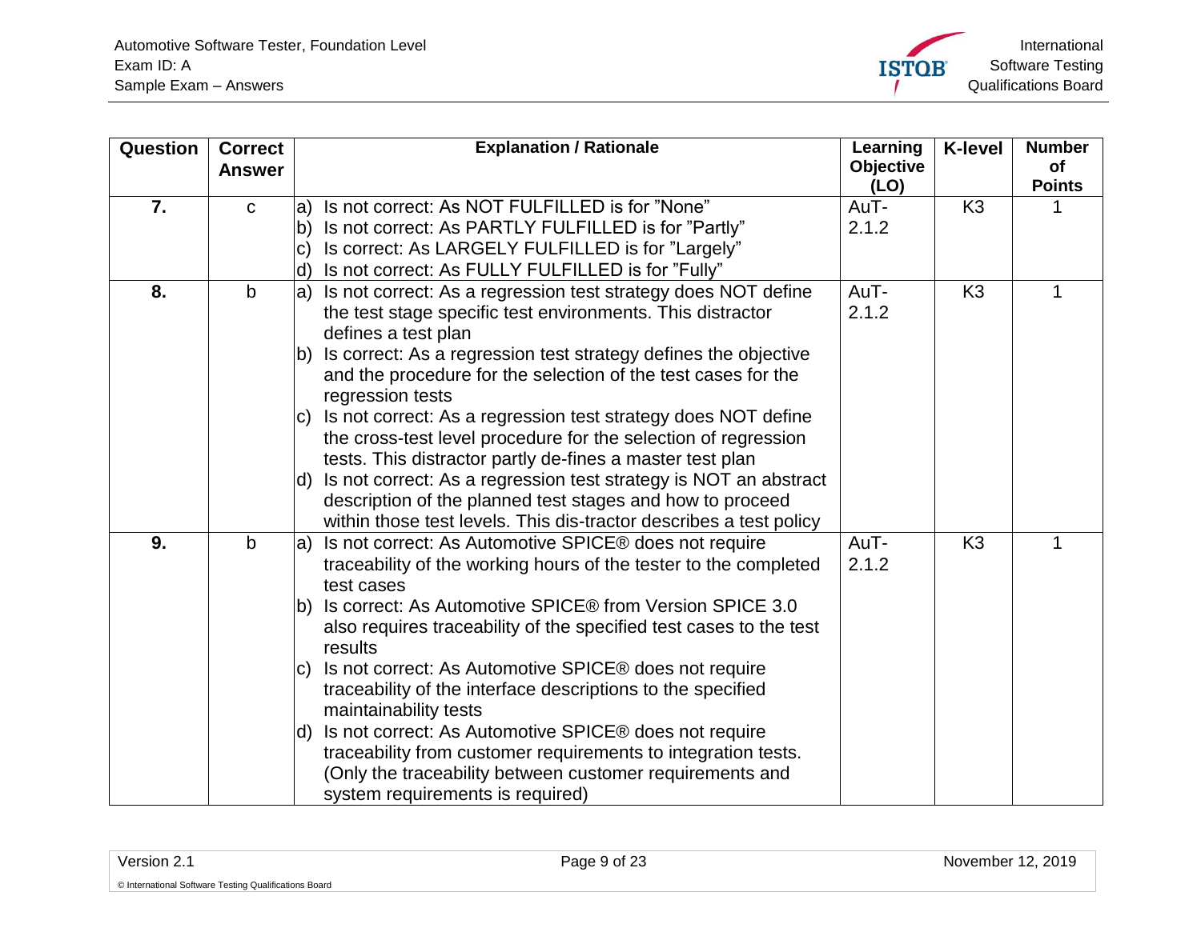| Question | Correct Answer | Explanation / Rationale | Learning Objective (LO) | K-level | Number of Points |
|---|---|---|---|---|---|
| 7. | c | a) Is not correct: As NOT FULFILLED is for ”None”<br>b) Is not correct: As PARTLY FULFILLED is for ”Partly”<br>c) Is correct: As LARGELY FULFILLED is for ”Largely”<br>d) Is not correct: As FULLY FULFILLED is for ”Fully” | AuT-2.1.2 | K3 | 1 |
| 8. | b | a) Is not correct: As a regression test strategy does NOT define the test stage specific test environments. This distractor defines a test plan<br>b) Is correct: As a regression test strategy defines the objective and the procedure for the selection of the test cases for the regression tests<br>c) Is not correct: As a regression test strategy does NOT define the cross-test level procedure for the selection of regression tests. This distractor partly de-fines a master test plan<br>d) Is not correct: As a regression test strategy is NOT an abstract description of the planned test stages and how to proceed within those test levels. This dis-tractor describes a test policy | AuT-2.1.2 | K3 | 1 |
| 9. | b | a) Is not correct: As Automotive SPICE® does not require traceability of the working hours of the tester to the completed test cases<br>b) Is correct: As Automotive SPICE® from Version SPICE 3.0 also requires traceability of the specified test cases to the test results<br>c) Is not correct: As Automotive SPICE® does not require traceability of the interface descriptions to the specified maintainability tests<br>d) Is not correct: As Automotive SPICE® does not require traceability from customer requirements to integration tests. (Only the traceability between customer requirements and system requirements is required) | AuT-2.1.2 | K3 | 1 |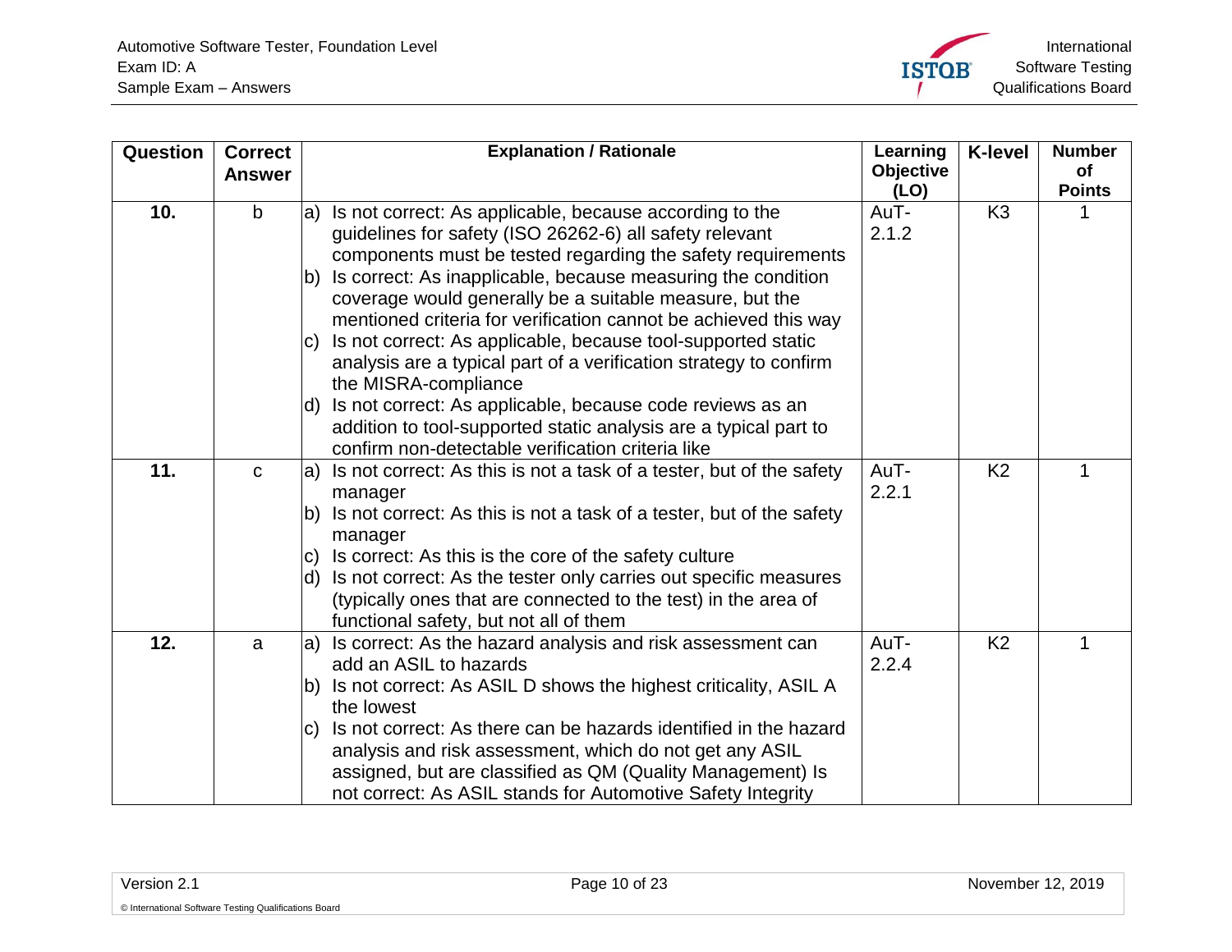| Question | Correct Answer | Explanation / Rationale | Learning Objective (LO) | K-level | Number of Points |
|---|---|---|---|---|---|
| 10. | b | a) Is not correct: As applicable, because according to the guidelines for safety (ISO 26262-6) all safety relevant components must be tested regarding the safety requirements<br>b) Is correct: As inapplicable, because measuring the condition coverage would generally be a suitable measure, but the mentioned criteria for verification cannot be achieved this way<br>c) Is not correct: As applicable, because tool-supported static analysis are a typical part of a verification strategy to confirm the MISRA-compliance<br>d) Is not correct: As applicable, because code reviews as an addition to tool-supported static analysis are a typical part to confirm non-detectable verification criteria like | AuT-2.1.2 | K3 | 1 |
| 11. | c | a) Is not correct: As this is not a task of a tester, but of the safety manager<br>b) Is not correct: As this is not a task of a tester, but of the safety manager<br>c) Is correct: As this is the core of the safety culture<br>d) Is not correct: As the tester only carries out specific measures (typically ones that are connected to the test) in the area of functional safety, but not all of them | AuT-2.2.1 | K2 | 1 |
| 12. | a | a) Is correct: As the hazard analysis and risk assessment can add an ASIL to hazards<br>b) Is not correct: As ASIL D shows the highest criticality, ASIL A the lowest<br>c) Is not correct: As there can be hazards identified in the hazard analysis and risk assessment, which do not get any ASIL assigned, but are classified as QM (Quality Management) Is not correct: As ASIL stands for Automotive Safety Integrity | AuT-2.2.4 | K2 | 1 |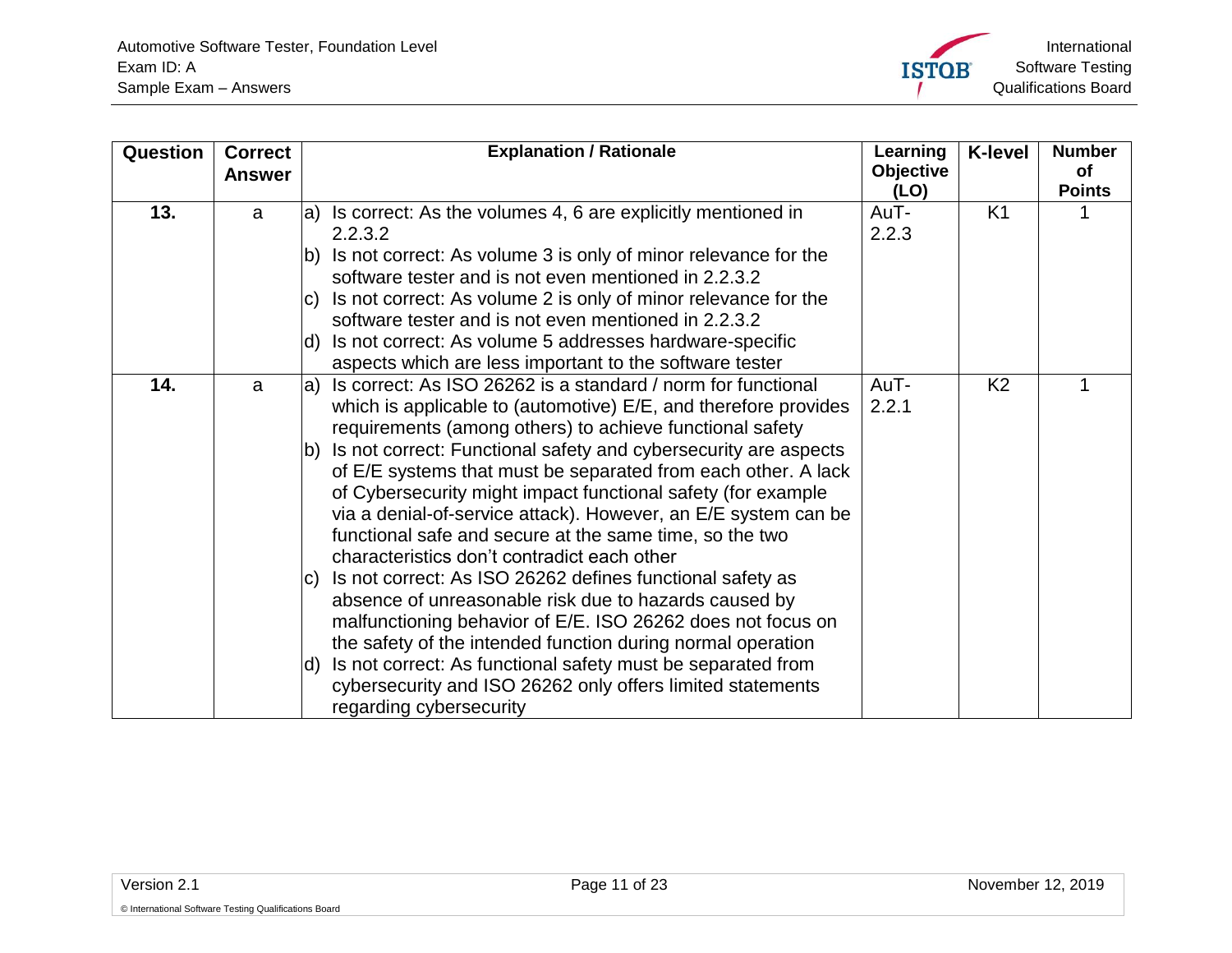| Question | Correct Answer | Explanation / Rationale | Learning Objective (LO) | K-level | Number of Points |
|---|---|---|---|---|---|
| **13.** | a | a) Is correct: As the volumes 4, 6 are explicitly mentioned in 2.2.3.2<br>b) Is not correct: As volume 3 is only of minor relevance for the software tester and is not even mentioned in 2.2.3.2<br>c) Is not correct: As volume 2 is only of minor relevance for the software tester and is not even mentioned in 2.2.3.2<br>d) Is not correct: As volume 5 addresses hardware-specific aspects which are less important to the software tester | AuT-2.2.3 | K1 | 1 |
| **14.** | a | a) Is correct: As ISO 26262 is a standard / norm for functional which is applicable to (automotive) E/E, and therefore provides requirements (among others) to achieve functional safety<br>b) Is not correct: Functional safety and cybersecurity are aspects of E/E systems that must be separated from each other. A lack of Cybersecurity might impact functional safety (for example via a denial-of-service attack). However, an E/E system can be functional safe and secure at the same time, so the two characteristics don't contradict each other<br>c) Is not correct: As ISO 26262 defines functional safety as absence of unreasonable risk due to hazards caused by malfunctioning behavior of E/E. ISO 26262 does not focus on the safety of the intended function during normal operation<br>d) Is not correct: As functional safety must be separated from cybersecurity and ISO 26262 only offers limited statements regarding cybersecurity | AuT-2.2.1 | K2 | 1 |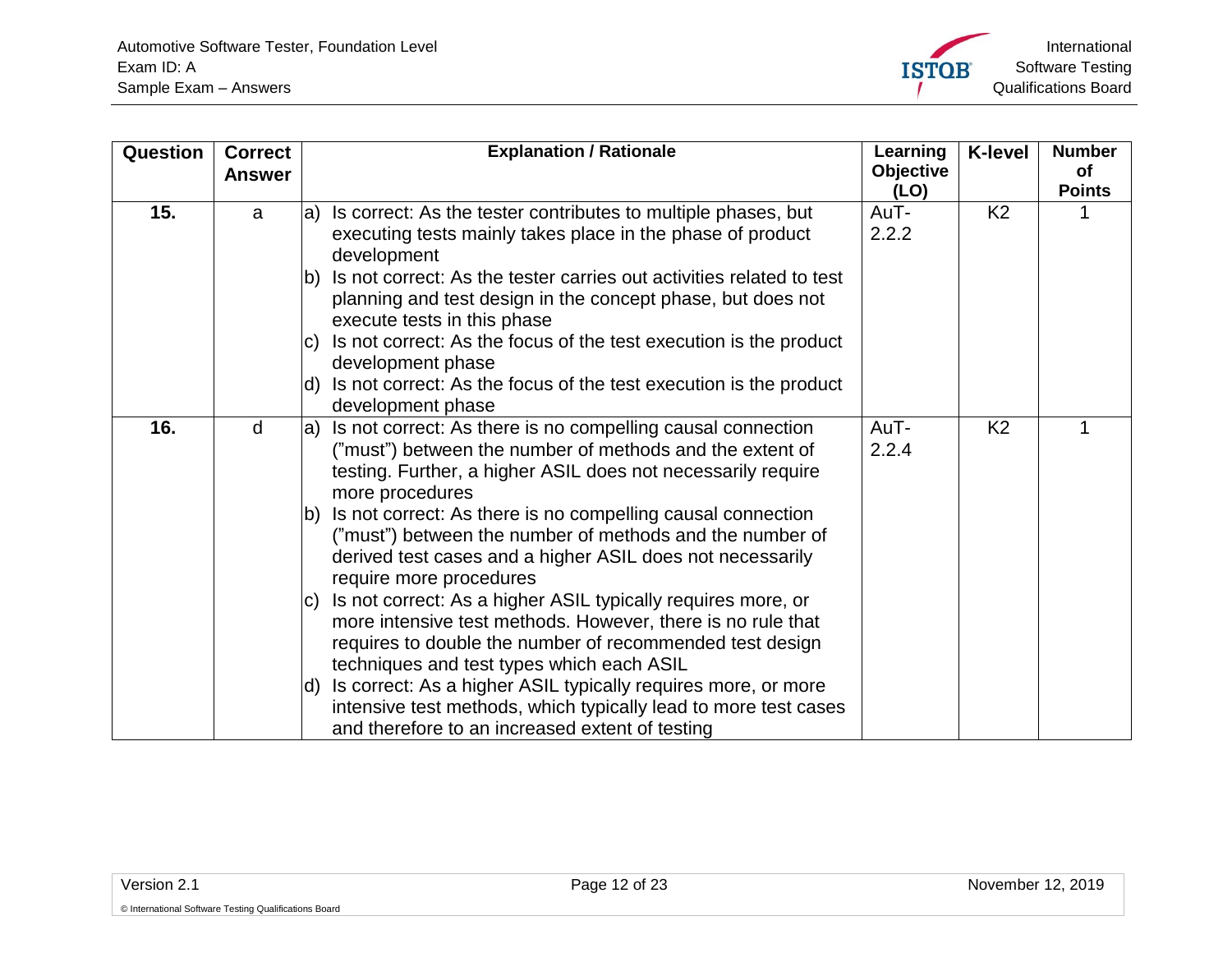| Question | Correct Answer | Explanation / Rationale | Learning Objective (LO) | K-level | Number of Points |
|---|---|---|---|---|---|
| **15.** | a | a) Is correct: As the tester contributes to multiple phases, but executing tests mainly takes place in the phase of product development<br>b) Is not correct: As the tester carries out activities related to test planning and test design in the concept phase, but does not execute tests in this phase<br>c) Is not correct: As the focus of the test execution is the product development phase<br>d) Is not correct: As the focus of the test execution is the product development phase | AuT-2.2.2 | K2 | 1 |
| **16.** | d | a) Is not correct: As there is no compelling causal connection ("must") between the number of methods and the extent of testing. Further, a higher ASIL does not necessarily require more procedures<br>b) Is not correct: As there is no compelling causal connection ("must") between the number of methods and the number of derived test cases and a higher ASIL does not necessarily require more procedures<br>c) Is not correct: As a higher ASIL typically requires more, or more intensive test methods. However, there is no rule that requires to double the number of recommended test design techniques and test types which each ASIL<br>d) Is correct: As a higher ASIL typically requires more, or more intensive test methods, which typically lead to more test cases and therefore to an increased extent of testing | AuT-2.2.4 | K2 | 1 |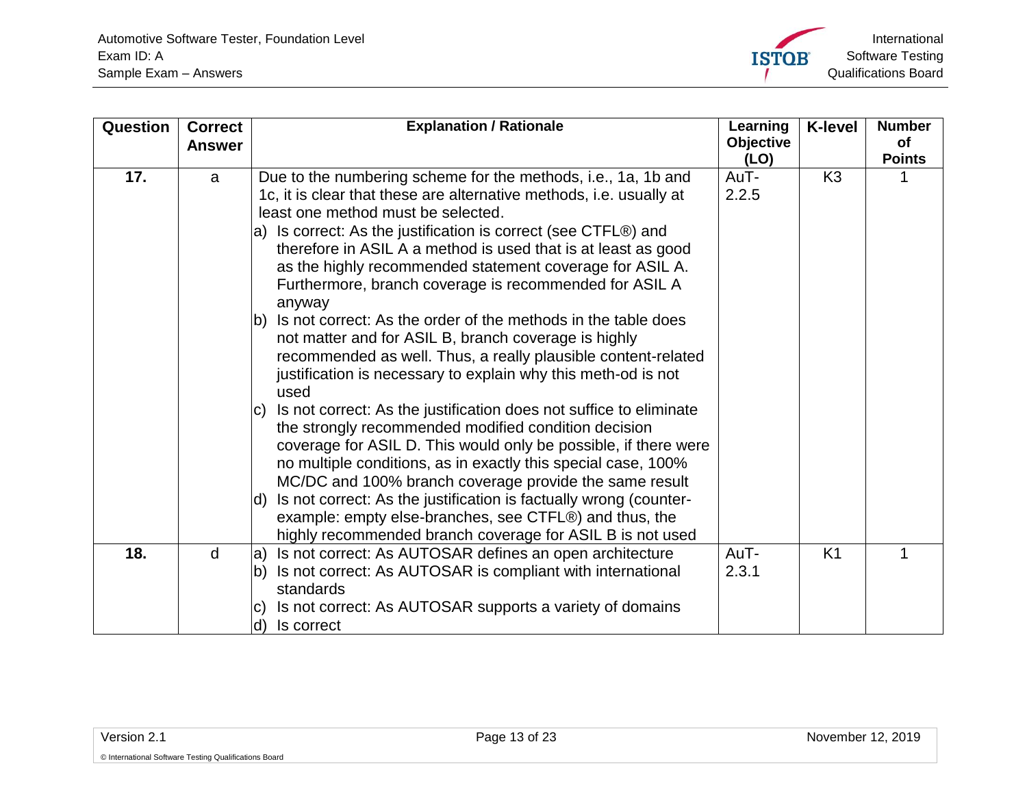| Question | Correct Answer | Explanation / Rationale | Learning Objective (LO) | K-level | Number of Points |
|---|---|---|---|---|---|
| 17. | a | Due to the numbering scheme for the methods, i.e., 1a, 1b and 1c, it is clear that these are alternative methods, i.e. usually at least one method must be selected.<br>a) Is correct: As the justification is correct (see CTFL®) and therefore in ASIL A a method is used that is at least as good as the highly recommended statement coverage for ASIL A. Furthermore, branch coverage is recommended for ASIL A anyway<br>b) Is not correct: As the order of the methods in the table does not matter and for ASIL B, branch coverage is highly recommended as well. Thus, a really plausible content-related justification is necessary to explain why this meth-od is not used<br>c) Is not correct: As the justification does not suffice to eliminate the strongly recommended modified condition decision coverage for ASIL D. This would only be possible, if there were no multiple conditions, as in exactly this special case, 100% MC/DC and 100% branch coverage provide the same result<br>d) Is not correct: As the justification is factually wrong (counter-example: empty else-branches, see CTFL®) and thus, the highly recommended branch coverage for ASIL B is not used | AuT-2.2.5 | K3 | 1 |
| 18. | d | a) Is not correct: As AUTOSAR defines an open architecture<br>b) Is not correct: As AUTOSAR is compliant with international standards<br>c) Is not correct: As AUTOSAR supports a variety of domains<br>d) Is correct | AuT-2.3.1 | K1 | 1 |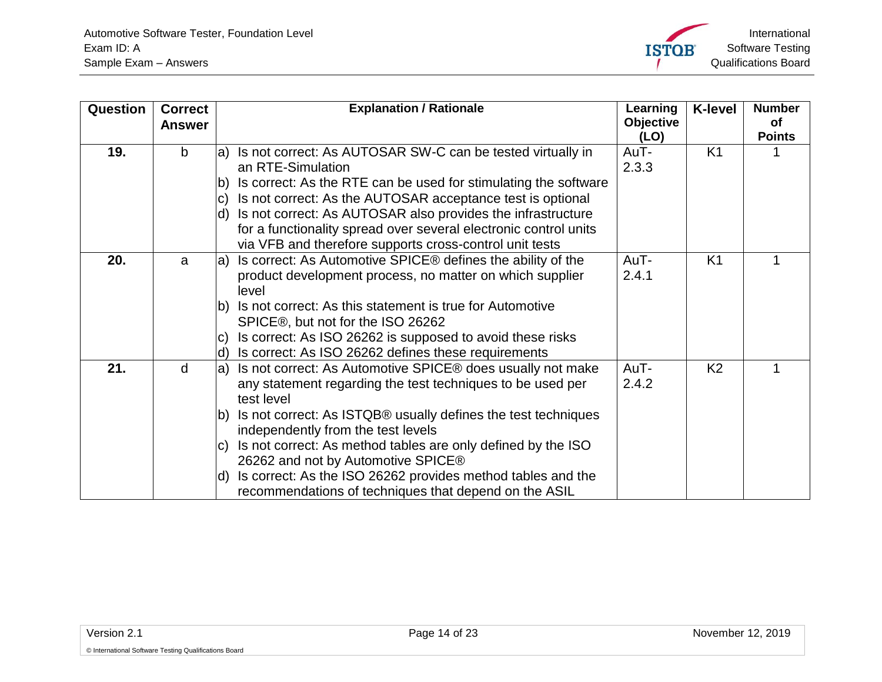| Question | Correct Answer | Explanation / Rationale | Learning Objective (LO) | K-level | Number of Points |
|---|---|---|---|---|---|
| **19.** | b | a) Is not correct: As AUTOSAR SW-C can be tested virtually in an RTE-Simulation<br>b) Is correct: As the RTE can be used for stimulating the software<br>c) Is not correct: As the AUTOSAR acceptance test is optional<br>d) Is not correct: As AUTOSAR also provides the infrastructure for a functionality spread over several electronic control units via VFB and therefore supports cross-control unit tests | AuT-2.3.3 | K1 | 1 |
| **20.** | a | a) Is correct: As Automotive SPICE® defines the ability of the product development process, no matter on which supplier level<br>b) Is not correct: As this statement is true for Automotive SPICE®, but not for the ISO 26262<br>c) Is correct: As ISO 26262 is supposed to avoid these risks<br>d) Is correct: As ISO 26262 defines these requirements | AuT-2.4.1 | K1 | 1 |
| **21.** | d | a) Is not correct: As Automotive SPICE® does usually not make any statement regarding the test techniques to be used per test level<br>b) Is not correct: As ISTQB® usually defines the test techniques independently from the test levels<br>c) Is not correct: As method tables are only defined by the ISO 26262 and not by Automotive SPICE®<br>d) Is correct: As the ISO 26262 provides method tables and the recommendations of techniques that depend on the ASIL | AuT-2.4.2 | K2 | 1 |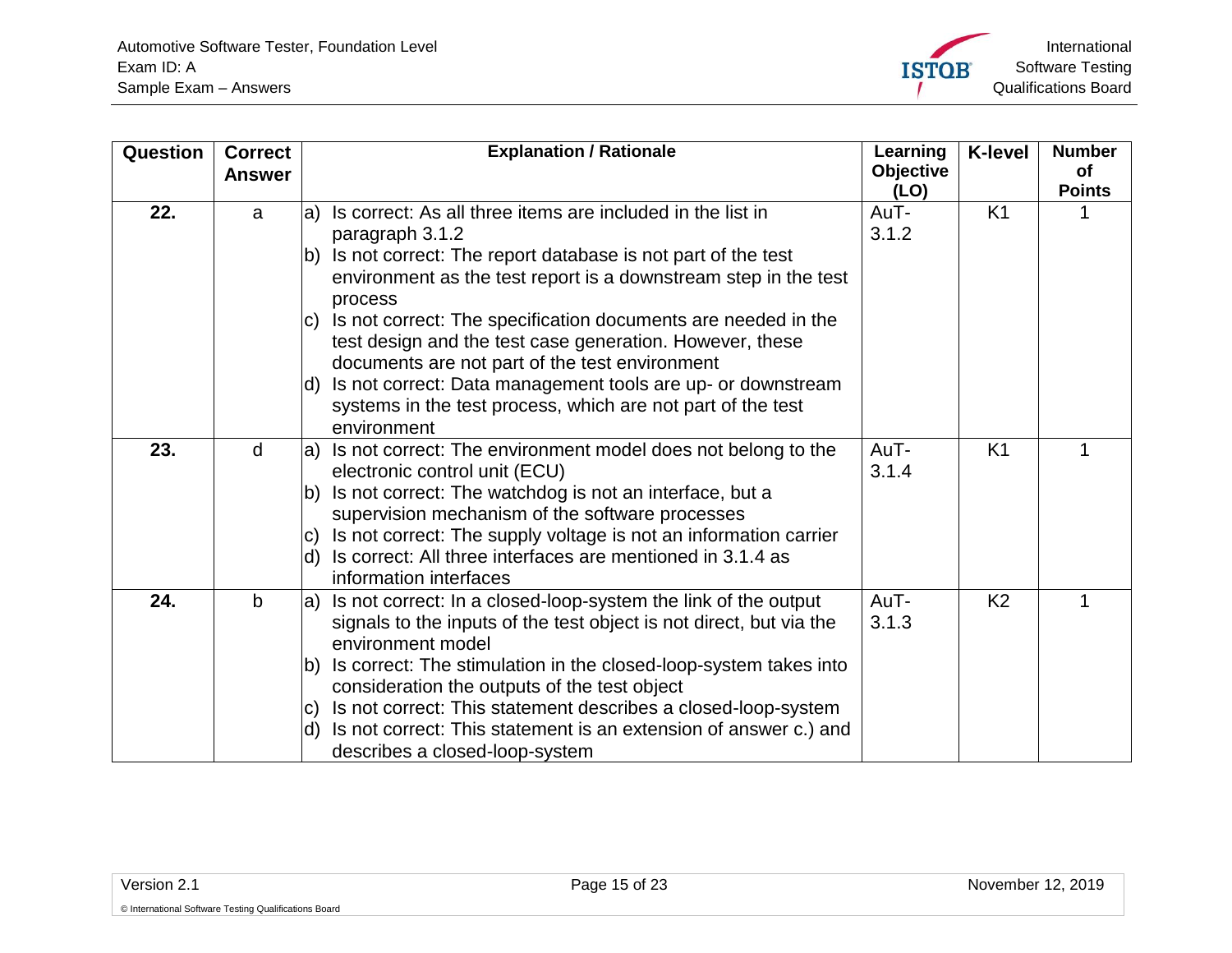| Question | Correct Answer | Explanation / Rationale | Learning Objective (LO) | K-level | Number of Points |
| --- | --- | --- | --- | --- | --- |
| **22.** | a | a) Is correct: As all three items are included in the list in paragraph 3.1.2<br>b) Is not correct: The report database is not part of the test environment as the test report is a downstream step in the test process<br>c) Is not correct: The specification documents are needed in the test design and the test case generation. However, these documents are not part of the test environment<br>d) Is not correct: Data management tools are up- or downstream systems in the test process, which are not part of the test environment | AuT-3.1.2 | K1 | 1 |
| **23.** | d | a) Is not correct: The environment model does not belong to the electronic control unit (ECU)<br>b) Is not correct: The watchdog is not an interface, but a supervision mechanism of the software processes<br>c) Is not correct: The supply voltage is not an information carrier<br>d) Is correct: All three interfaces are mentioned in 3.1.4 as information interfaces | AuT-3.1.4 | K1 | 1 |
| **24.** | b | a) Is not correct: In a closed-loop-system the link of the output signals to the inputs of the test object is not direct, but via the environment model<br>b) Is correct: The stimulation in the closed-loop-system takes into consideration the outputs of the test object<br>c) Is not correct: This statement describes a closed-loop-system<br>d) Is not correct: This statement is an extension of answer c.) and describes a closed-loop-system | AuT-3.1.3 | K2 | 1 |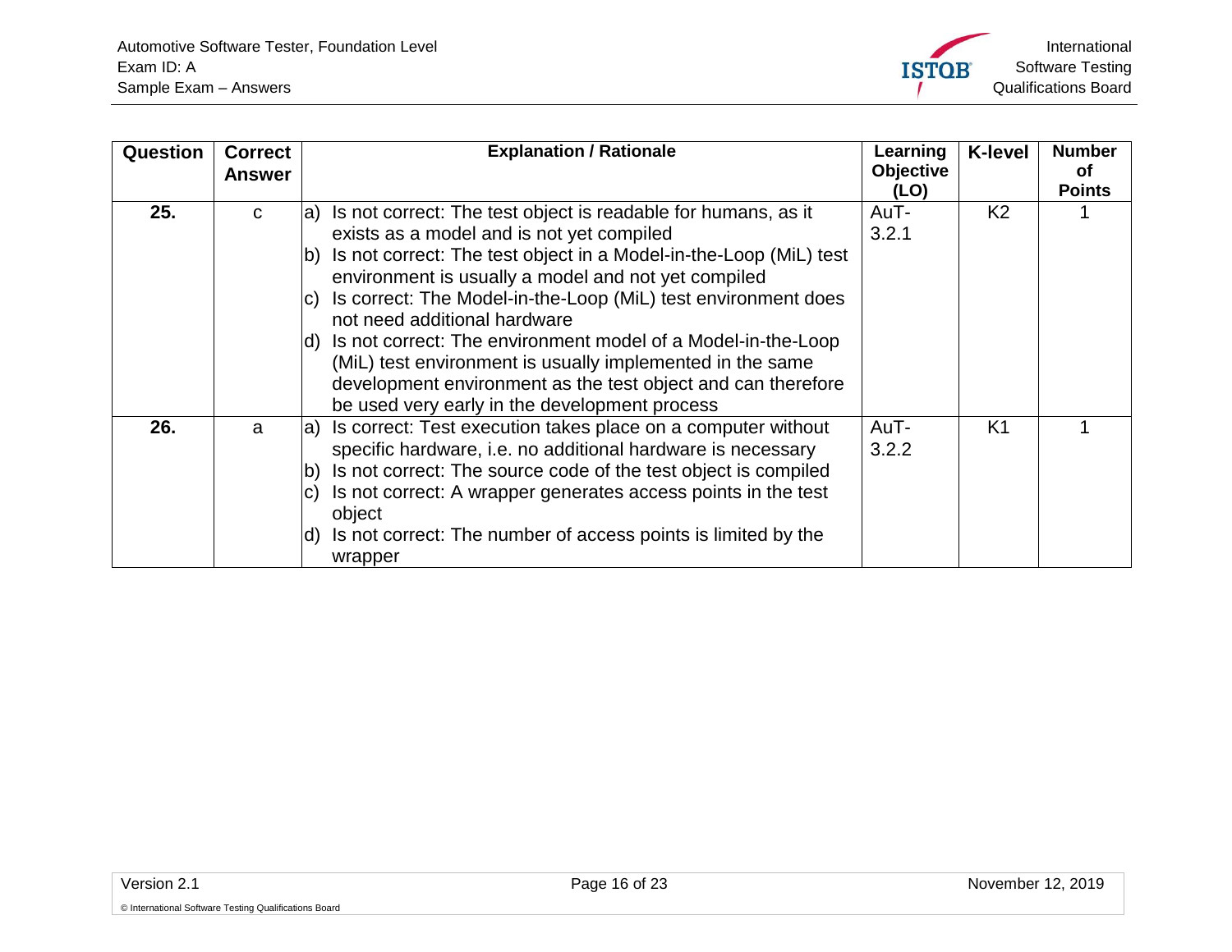| Question | Correct Answer | Explanation / Rationale | Learning Objective (LO) | K-level | Number of Points |
|---|---|---|---|---|---|
| **25.** | c | a) Is not correct: The test object is readable for humans, as it exists as a model and is not yet compiled<br>b) Is not correct: The test object in a Model-in-the-Loop (MiL) test environment is usually a model and not yet compiled<br>c) Is correct: The Model-in-the-Loop (MiL) test environment does not need additional hardware<br>d) Is not correct: The environment model of a Model-in-the-Loop (MiL) test environment is usually implemented in the same development environment as the test object and can therefore be used very early in the development process | AuT-3.2.1 | K2 | 1 |
| **26.** | a | a) Is correct: Test execution takes place on a computer without specific hardware, i.e. no additional hardware is necessary<br>b) Is not correct: The source code of the test object is compiled<br>c) Is not correct: A wrapper generates access points in the test object<br>d) Is not correct: The number of access points is limited by the wrapper | AuT-3.2.2 | K1 | 1 |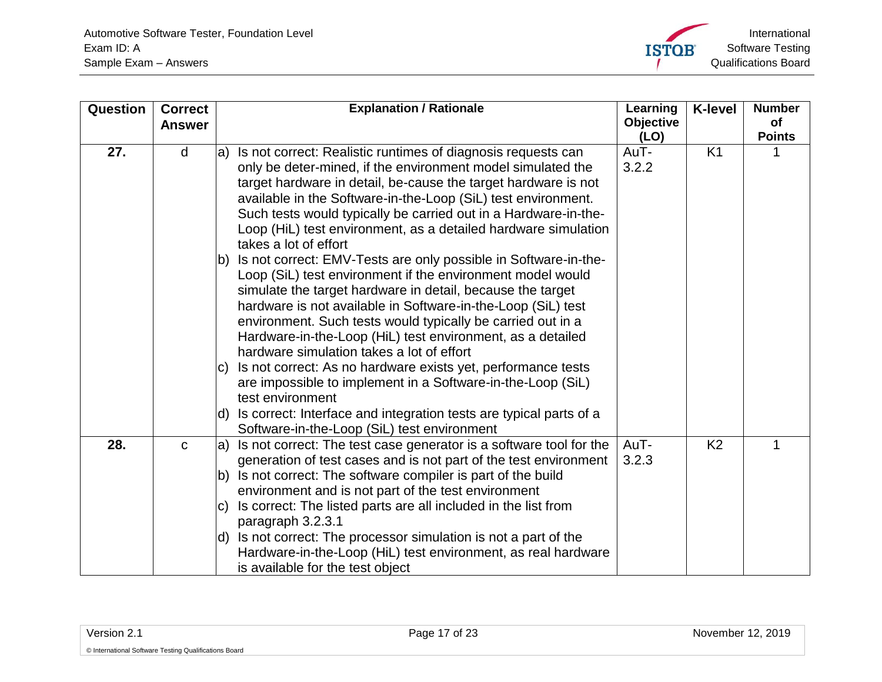| Question | Correct Answer | Explanation / Rationale | Learning Objective (LO) | K-level | Number of Points |
|---|---|---|---|---|---|
| **27.** | d | a) Is not correct: Realistic runtimes of diagnosis requests can only be deter-mined, if the environment model simulated the target hardware in detail, be-cause the target hardware is not available in the Software-in-the-Loop (SiL) test environment. Such tests would typically be carried out in a Hardware-in-the-Loop (HiL) test environment, as a detailed hardware simulation takes a lot of effort<br>b) Is not correct: EMV-Tests are only possible in Software-in-the-Loop (SiL) test environment if the environment model would simulate the target hardware in detail, because the target hardware is not available in Software-in-the-Loop (SiL) test environment. Such tests would typically be carried out in a Hardware-in-the-Loop (HiL) test environment, as a detailed hardware simulation takes a lot of effort<br>c) Is not correct: As no hardware exists yet, performance tests are impossible to implement in a Software-in-the-Loop (SiL) test environment<br>d) Is correct: Interface and integration tests are typical parts of a Software-in-the-Loop (SiL) test environment | AuT-3.2.2 | K1 | 1 |
| **28.** | c | a) Is not correct: The test case generator is a software tool for the generation of test cases and is not part of the test environment<br>b) Is not correct: The software compiler is part of the build environment and is not part of the test environment<br>c) Is correct: The listed parts are all included in the list from paragraph 3.2.3.1<br>d) Is not correct: The processor simulation is not a part of the Hardware-in-the-Loop (HiL) test environment, as real hardware is available for the test object | AuT-3.2.3 | K2 | 1 |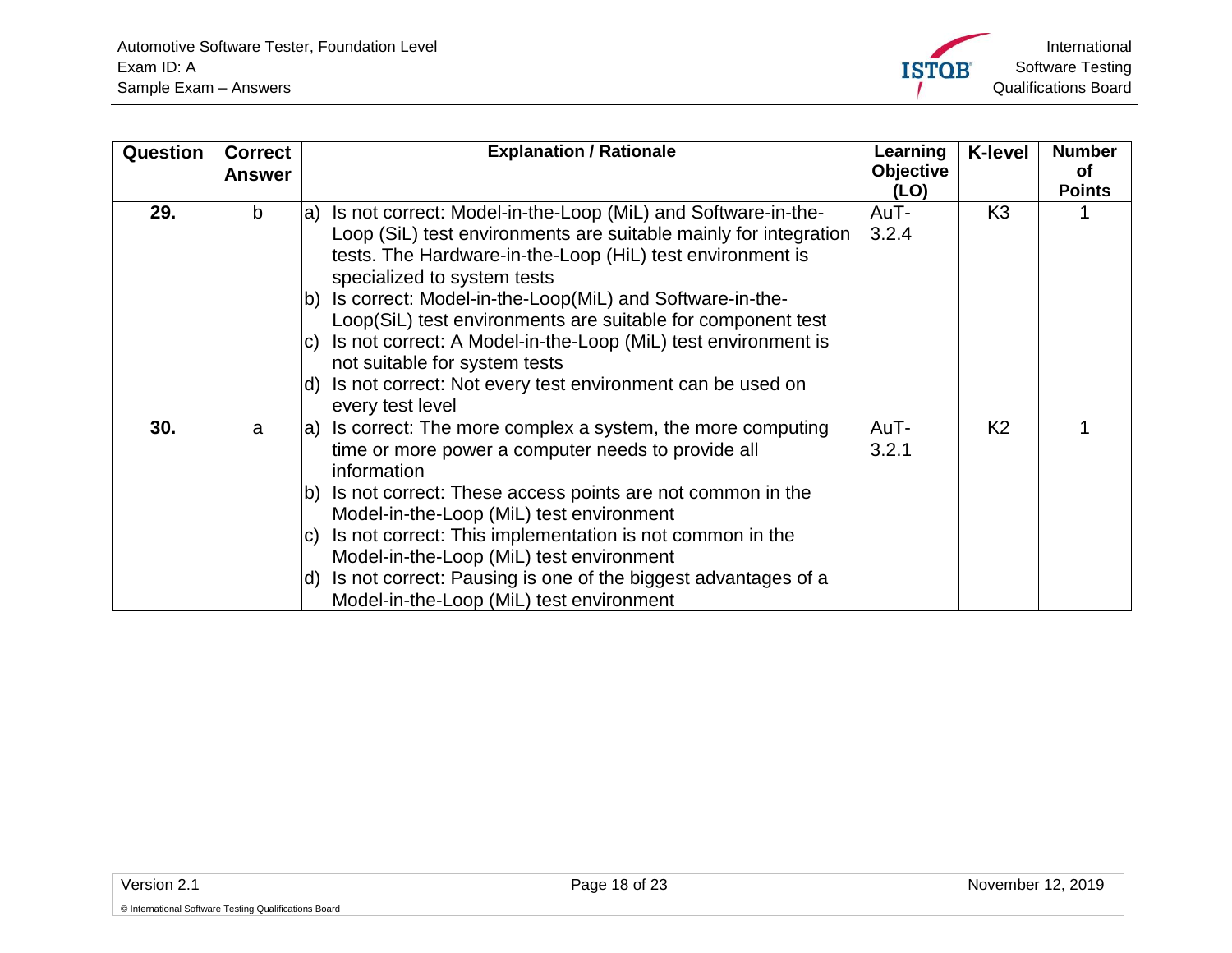| Question | Correct Answer | Explanation / Rationale | Learning Objective (LO) | K-level | Number of Points |
|---|---|---|---|---|---|
| 29. | b | a) Is not correct: Model-in-the-Loop (MiL) and Software-in-the-Loop (SiL) test environments are suitable mainly for integration tests. The Hardware-in-the-Loop (HiL) test environment is specialized to system tests<br>b) Is correct: Model-in-the-Loop(MiL) and Software-in-the-Loop(SiL) test environments are suitable for component test<br>c) Is not correct: A Model-in-the-Loop (MiL) test environment is not suitable for system tests<br>d) Is not correct: Not every test environment can be used on every test level | AuT-3.2.4 | K3 | 1 |
| 30. | a | a) Is correct: The more complex a system, the more computing time or more power a computer needs to provide all information<br>b) Is not correct: These access points are not common in the Model-in-the-Loop (MiL) test environment<br>c) Is not correct: This implementation is not common in the Model-in-the-Loop (MiL) test environment<br>d) Is not correct: Pausing is one of the biggest advantages of a Model-in-the-Loop (MiL) test environment | AuT-3.2.1 | K2 | 1 |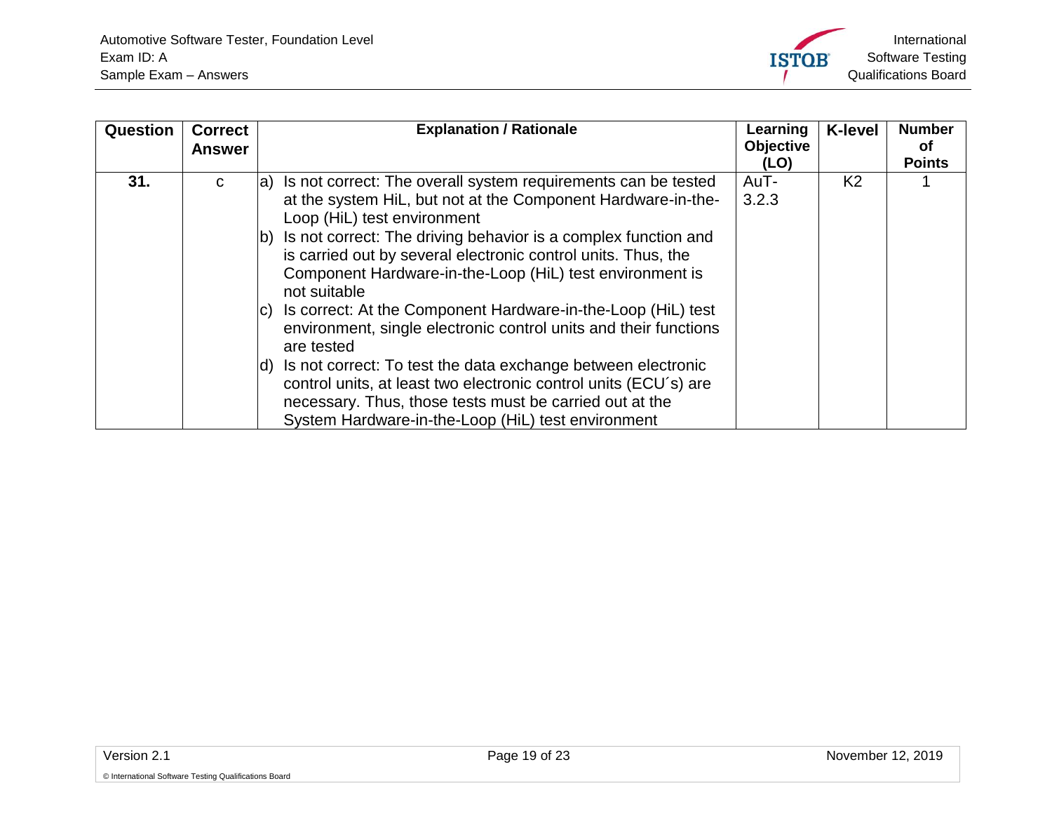| Question | Correct Answer | Explanation / Rationale | Learning Objective (LO) | K-level | Number of Points |
|---|---|---|---|---|---|
| 31. | c | a) Is not correct: The overall system requirements can be tested at the system HiL, but not at the Component Hardware-in-the-Loop (HiL) test environment<br>b) Is not correct: The driving behavior is a complex function and is carried out by several electronic control units. Thus, the Component Hardware-in-the-Loop (HiL) test environment is not suitable<br>c) Is correct: At the Component Hardware-in-the-Loop (HiL) test environment, single electronic control units and their functions are tested<br>d) Is not correct: To test the data exchange between electronic control units, at least two electronic control units (ECU´s) are necessary. Thus, those tests must be carried out at the System Hardware-in-the-Loop (HiL) test environment | AuT-3.2.3 | K2 | 1 |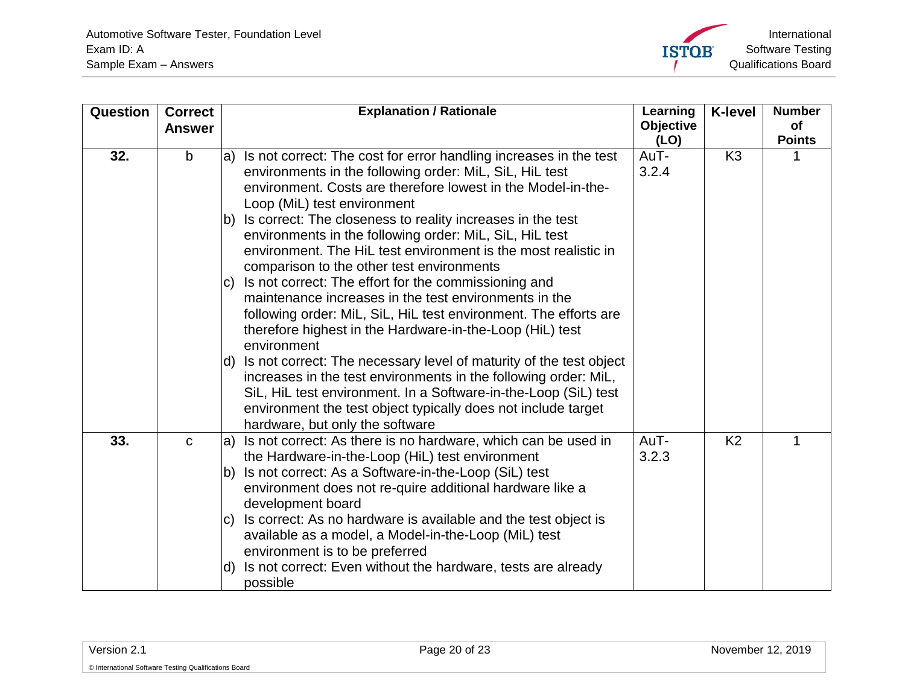| Question | Correct Answer | Explanation / Rationale | Learning Objective (LO) | K-level | Number of Points |
|---|---|---|---|---|---|
| 32. | b | a) Is not correct: The cost for error handling increases in the test environments in the following order: MiL, SiL, HiL test environment. Costs are therefore lowest in the Model-in-the-Loop (MiL) test environment<br>b) Is correct: The closeness to reality increases in the test environments in the following order: MiL, SiL, HiL test environment. The HiL test environment is the most realistic in comparison to the other test environments<br>c) Is not correct: The effort for the commissioning and maintenance increases in the test environments in the following order: MiL, SiL, HiL test environment. The efforts are therefore highest in the Hardware-in-the-Loop (HiL) test environment<br>d) Is not correct: The necessary level of maturity of the test object increases in the test environments in the following order: MiL, SiL, HiL test environment. In a Software-in-the-Loop (SiL) test environment the test object typically does not include target hardware, but only the software | AuT-3.2.4 | K3 | 1 |
| 33. | c | a) Is not correct: As there is no hardware, which can be used in the Hardware-in-the-Loop (HiL) test environment<br>b) Is not correct: As a Software-in-the-Loop (SiL) test environment does not re-quire additional hardware like a development board<br>c) Is correct: As no hardware is available and the test object is available as a model, a Model-in-the-Loop (MiL) test environment is to be preferred<br>d) Is not correct: Even without the hardware, tests are already possible | AuT-3.2.3 | K2 | 1 |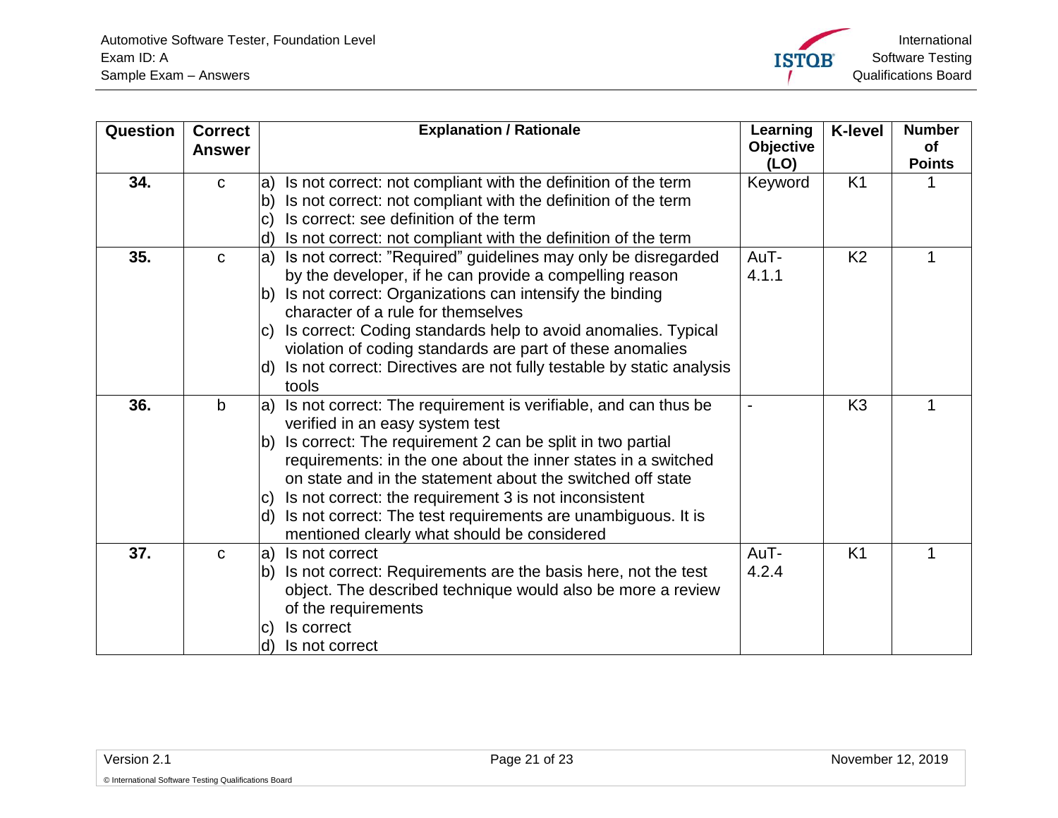| Question | Correct Answer | Explanation / Rationale | Learning Objective (LO) | K-level | Number of Points |
|---|---|---|---|---|---|
| **34.** | c | a) Is not correct: not compliant with the definition of the term<br>b) Is not correct: not compliant with the definition of the term<br>c) Is correct: see definition of the term<br>d) Is not correct: not compliant with the definition of the term | Keyword | K1 | 1 |
| **35.** | c | a) Is not correct: "Required" guidelines may only be disregarded by the developer, if he can provide a compelling reason<br>b) Is not correct: Organizations can intensify the binding character of a rule for themselves<br>c) Is correct: Coding standards help to avoid anomalies. Typical violation of coding standards are part of these anomalies<br>d) Is not correct: Directives are not fully testable by static analysis tools | AuT-4.1.1 | K2 | 1 |
| **36.** | b | a) Is not correct: The requirement is verifiable, and can thus be verified in an easy system test<br>b) Is correct: The requirement 2 can be split in two partial requirements: in the one about the inner states in a switched on state and in the statement about the switched off state<br>c) Is not correct: the requirement 3 is not inconsistent<br>d) Is not correct: The test requirements are unambiguous. It is mentioned clearly what should be considered | - | K3 | 1 |
| **37.** | c | a) Is not correct<br>b) Is not correct: Requirements are the basis here, not the test object. The described technique would also be more a review of the requirements<br>c) Is correct<br>d) Is not correct | AuT-4.2.4 | K1 | 1 |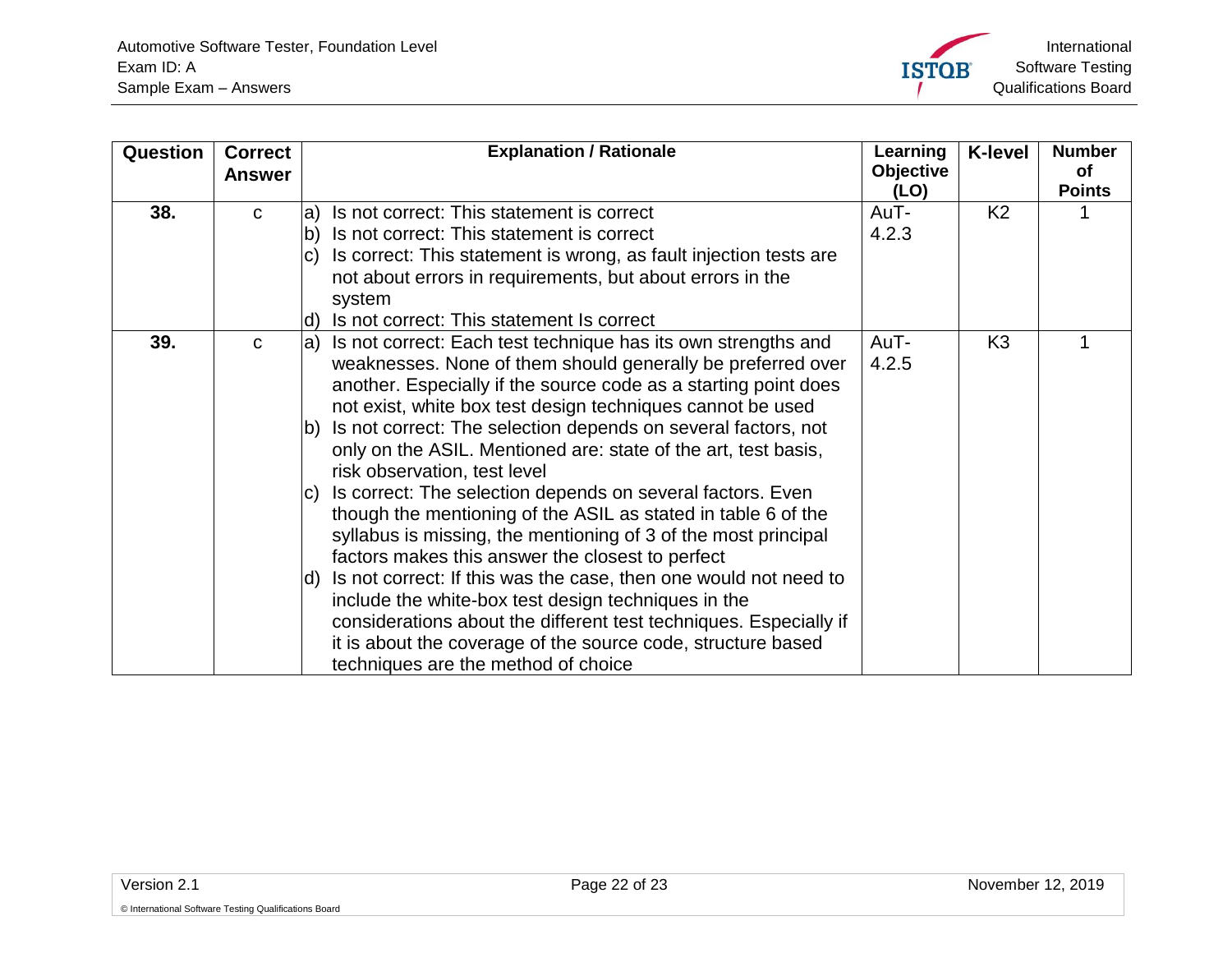| Question | Correct Answer | Explanation / Rationale | Learning Objective (LO) | K-level | Number of Points |
|---|---|---|---|---|---|
| **38.** | c | a) Is not correct: This statement is correct<br>b) Is not correct: This statement is correct<br>c) Is correct: This statement is wrong, as fault injection tests are not about errors in requirements, but about errors in the system<br>d) Is not correct: This statement Is correct | AuT-4.2.3 | K2 | 1 |
| **39.** | c | a) Is not correct: Each test technique has its own strengths and weaknesses. None of them should generally be preferred over another. Especially if the source code as a starting point does not exist, white box test design techniques cannot be used<br>b) Is not correct: The selection depends on several factors, not only on the ASIL. Mentioned are: state of the art, test basis, risk observation, test level<br>c) Is correct: The selection depends on several factors. Even though the mentioning of the ASIL as stated in table 6 of the syllabus is missing, the mentioning of 3 of the most principal factors makes this answer the closest to perfect<br>d) Is not correct: If this was the case, then one would not need to include the white-box test design techniques in the considerations about the different test techniques. Especially if it is about the coverage of the source code, structure based techniques are the method of choice | AuT-4.2.5 | K3 | 1 |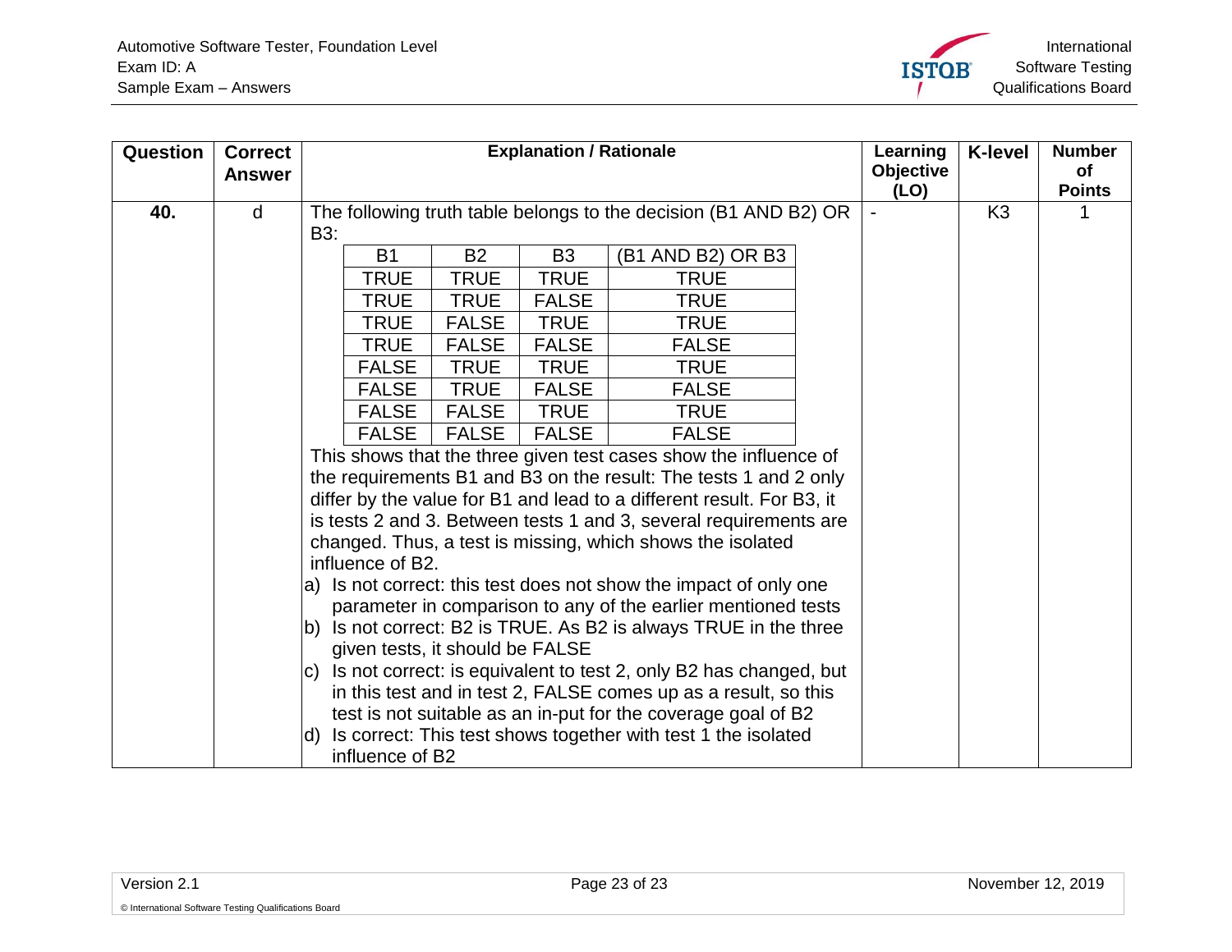| Question | Correct Answer | Explanation / Rationale | Learning Objective (LO) | K-level | Number of Points |
|---|---|---|---|---|---|
| **40.** | d | The following truth table belongs to the decision (B1 AND B2) OR B3:<br><br>B1 \| B2 \| B3 \| (B1 AND B2) OR B3<br>TRUE \| TRUE \| TRUE \| TRUE<br>TRUE \| TRUE \| FALSE \| TRUE<br>TRUE \| FALSE \| TRUE \| TRUE<br>TRUE \| FALSE \| FALSE \| FALSE<br>FALSE \| TRUE \| TRUE \| TRUE<br>FALSE \| TRUE \| FALSE \| FALSE<br>FALSE \| FALSE \| TRUE \| TRUE<br>FALSE \| FALSE \| FALSE \| FALSE<br><br>This shows that the three given test cases show the influence of the requirements B1 and B3 on the result: The tests 1 and 2 only differ by the value for B1 and lead to a different result. For B3, it is tests 2 and 3. Between tests 1 and 3, several requirements are changed. Thus, a test is missing, which shows the isolated influence of B2.<br>a) Is not correct: this test does not show the impact of only one parameter in comparison to any of the earlier mentioned tests<br>b) Is not correct: B2 is TRUE. As B2 is always TRUE in the three given tests, it should be FALSE<br>c) Is not correct: is equivalent to test 2, only B2 has changed, but in this test and in test 2, FALSE comes up as a result, so this test is not suitable as an in-put for the coverage goal of B2<br>d) Is correct: This test shows together with test 1 the isolated influence of B2 | - | K3 | 1 |